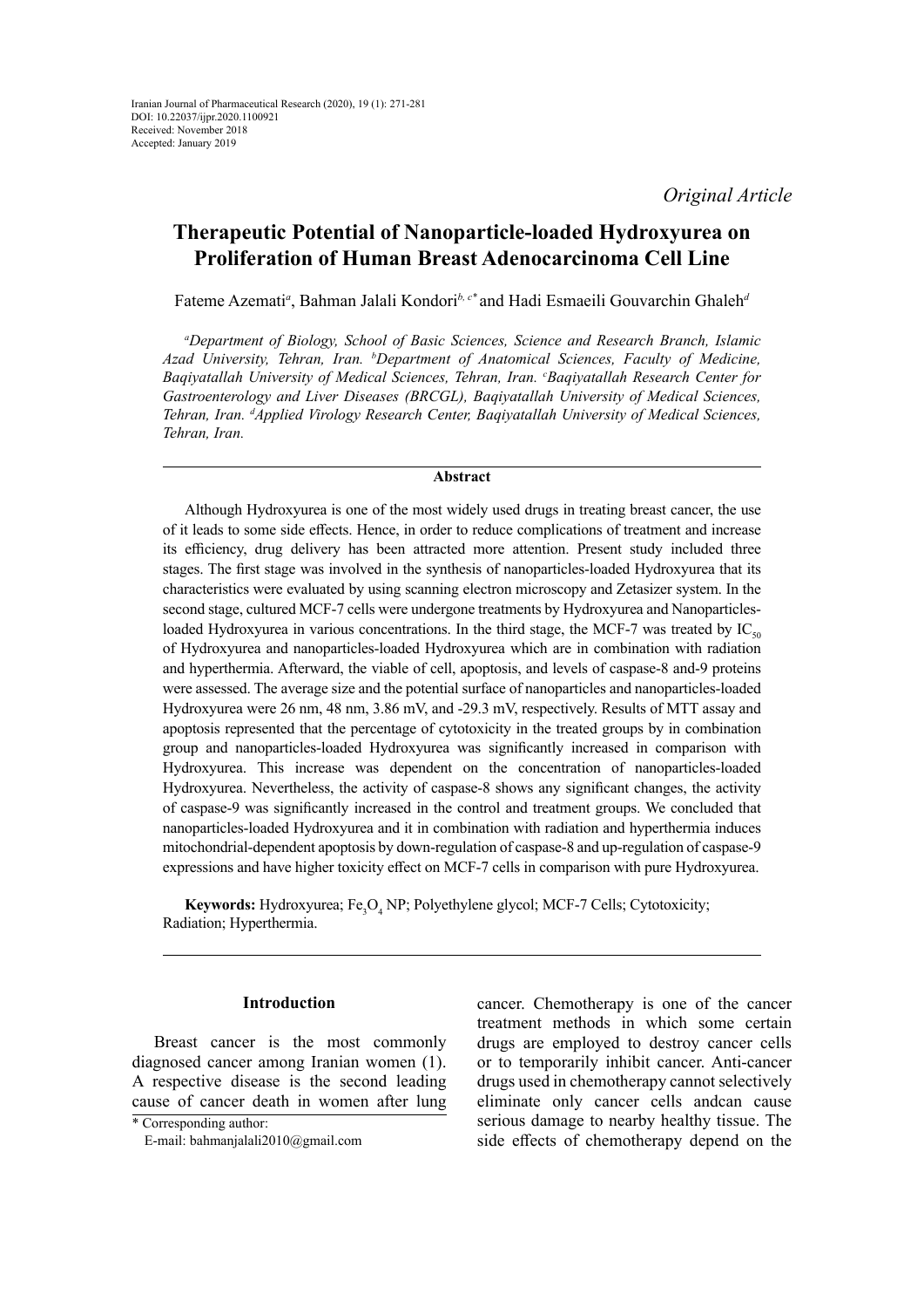Iranian Journal of Pharmaceutical Research (2020), 19 (1): 271-281
DOI: 10.22037/ijpr.2020.1100921
Received: November 2018
Accepted: January 2019

*Original Article*

# Therapeutic Potential of Nanoparticle-loaded Hydroxyurea on Proliferation of Human Breast Adenocarcinoma Cell Line

Fateme Azemati[a], Bahman Jalali Kondori[b, c*] and Hadi Esmaeili Gouvarchin Ghaleh[d]

*[a]Department of Biology, School of Basic Sciences, Science and Research Branch, Islamic Azad University, Tehran, Iran. [b]Department of Anatomical Sciences, Faculty of Medicine, Baqiyatallah University of Medical Sciences, Tehran, Iran. [c]Baqiyatallah Research Center for Gastroenterology and Liver Diseases (BRCGL), Baqiyatallah University of Medical Sciences, Tehran, Iran. [d]Applied Virology Research Center, Baqiyatallah University of Medical Sciences, Tehran, Iran.*

## Abstract

Although Hydroxyurea is one of the most widely used drugs in treating breast cancer, the use of it leads to some side effects. Hence, in order to reduce complications of treatment and increase its efficiency, drug delivery has been attracted more attention. Present study included three stages. The first stage was involved in the synthesis of nanoparticles-loaded Hydroxyurea that its characteristics were evaluated by using scanning electron microscopy and Zetasizer system. In the second stage, cultured MCF-7 cells were undergone treatments by Hydroxyurea and Nanoparticles-loaded Hydroxyurea in various concentrations. In the third stage, the MCF-7 was treated by $IC_{50}$ of Hydroxyurea and nanoparticles-loaded Hydroxyurea which are in combination with radiation and hyperthermia. Afterward, the viable of cell, apoptosis, and levels of caspase-8 and-9 proteins were assessed. The average size and the potential surface of nanoparticles and nanoparticles-loaded Hydroxyurea were 26 nm, 48 nm, 3.86 mV, and -29.3 mV, respectively. Results of MTT assay and apoptosis represented that the percentage of cytotoxicity in the treated groups by in combination group and nanoparticles-loaded Hydroxyurea was significantly increased in comparison with Hydroxyurea. This increase was dependent on the concentration of nanoparticles-loaded Hydroxyurea. Nevertheless, the activity of caspase-8 shows any significant changes, the activity of caspase-9 was significantly increased in the control and treatment groups. We concluded that nanoparticles-loaded Hydroxyurea and it in combination with radiation and hyperthermia induces mitochondrial-dependent apoptosis by down-regulation of caspase-8 and up-regulation of caspase-9 expressions and have higher toxicity effect on MCF-7 cells in comparison with pure Hydroxyurea.

**Keywords:** Hydroxyurea; $Fe_3O_4$ NP; Polyethylene glycol; MCF-7 Cells; Cytotoxicity; Radiation; Hyperthermia.

## Introduction

Breast cancer is the most commonly diagnosed cancer among Iranian women (1). A respective disease is the second leading cause of cancer death in women after lung cancer. Chemotherapy is one of the cancer treatment methods in which some certain drugs are employed to destroy cancer cells or to temporarily inhibit cancer. Anti-cancer drugs used in chemotherapy cannot selectively eliminate only cancer cells andcan cause serious damage to nearby healthy tissue. The side effects of chemotherapy depend on the

\* Corresponding author:
E-mail: bahmanjalali2010@gmail.com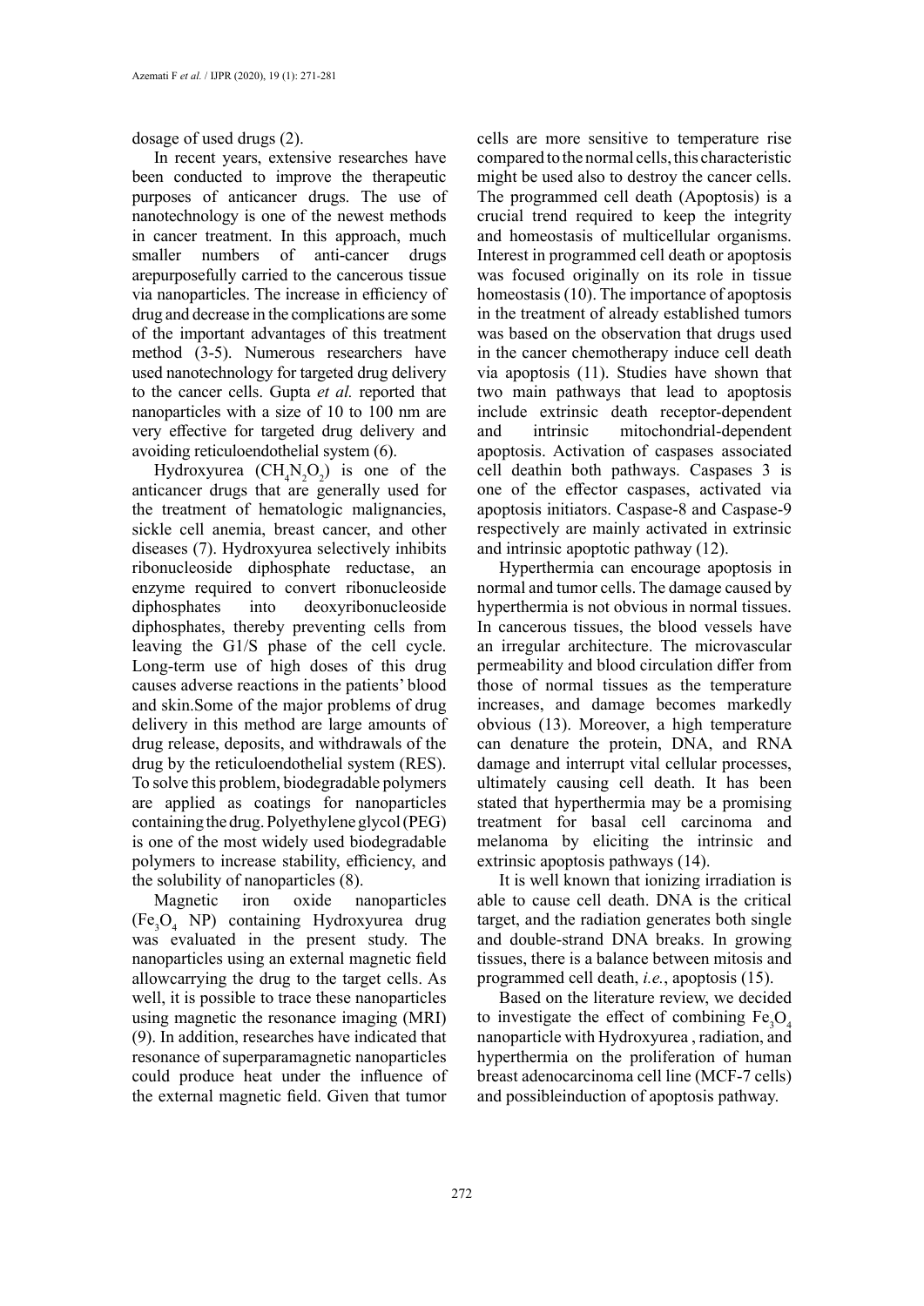dosage of used drugs (2).

In recent years, extensive researches have been conducted to improve the therapeutic purposes of anticancer drugs. The use of nanotechnology is one of the newest methods in cancer treatment. In this approach, much smaller numbers of anti-cancer drugs arepurposefully carried to the cancerous tissue via nanoparticles. The increase in efficiency of drug and decrease in the complications are some of the important advantages of this treatment method (3-5). Numerous researchers have used nanotechnology for targeted drug delivery to the cancer cells. Gupta *et al.* reported that nanoparticles with a size of 10 to 100 nm are very effective for targeted drug delivery and avoiding reticuloendothelial system (6).

Hydroxyurea ($CH_4N_2O_2$) is one of the anticancer drugs that are generally used for the treatment of hematologic malignancies, sickle cell anemia, breast cancer, and other diseases (7). Hydroxyurea selectively inhibits ribonucleoside diphosphate reductase, an enzyme required to convert ribonucleoside diphosphates into deoxyribonucleoside diphosphates, thereby preventing cells from leaving the G1/S phase of the cell cycle. Long-term use of high doses of this drug causes adverse reactions in the patients' blood and skin.Some of the major problems of drug delivery in this method are large amounts of drug release, deposits, and withdrawals of the drug by the reticuloendothelial system (RES). To solve this problem, biodegradable polymers are applied as coatings for nanoparticles containing the drug. Polyethylene glycol (PEG) is one of the most widely used biodegradable polymers to increase stability, efficiency, and the solubility of nanoparticles (8).

Magnetic iron oxide nanoparticles ($Fe_3O_4$ NP) containing Hydroxyurea drug was evaluated in the present study. The nanoparticles using an external magnetic field allowcarrying the drug to the target cells. As well, it is possible to trace these nanoparticles using magnetic the resonance imaging (MRI) (9). In addition, researches have indicated that resonance of superparamagnetic nanoparticles could produce heat under the influence of the external magnetic field. Given that tumor cells are more sensitive to temperature rise compared to the normal cells, this characteristic might be used also to destroy the cancer cells. The programmed cell death (Apoptosis) is a crucial trend required to keep the integrity and homeostasis of multicellular organisms. Interest in programmed cell death or apoptosis was focused originally on its role in tissue homeostasis (10). The importance of apoptosis in the treatment of already established tumors was based on the observation that drugs used in the cancer chemotherapy induce cell death via apoptosis (11). Studies have shown that two main pathways that lead to apoptosis include extrinsic death receptor-dependent and intrinsic mitochondrial-dependent apoptosis. Activation of caspases associated cell deathin both pathways. Caspases 3 is one of the effector caspases, activated via apoptosis initiators. Caspase-8 and Caspase-9 respectively are mainly activated in extrinsic and intrinsic apoptotic pathway (12).

Hyperthermia can encourage apoptosis in normal and tumor cells. The damage caused by hyperthermia is not obvious in normal tissues. In cancerous tissues, the blood vessels have an irregular architecture. The microvascular permeability and blood circulation differ from those of normal tissues as the temperature increases, and damage becomes markedly obvious (13). Moreover, a high temperature can denature the protein, DNA, and RNA damage and interrupt vital cellular processes, ultimately causing cell death. It has been stated that hyperthermia may be a promising treatment for basal cell carcinoma and melanoma by eliciting the intrinsic and extrinsic apoptosis pathways (14).

It is well known that ionizing irradiation is able to cause cell death. DNA is the critical target, and the radiation generates both single and double-strand DNA breaks. In growing tissues, there is a balance between mitosis and programmed cell death, *i.e.*, apoptosis (15).

Based on the literature review, we decided to investigate the effect of combining $Fe_3O_4$ nanoparticle with Hydroxyurea , radiation, and hyperthermia on the proliferation of human breast adenocarcinoma cell line (MCF-7 cells) and possibleinduction of apoptosis pathway.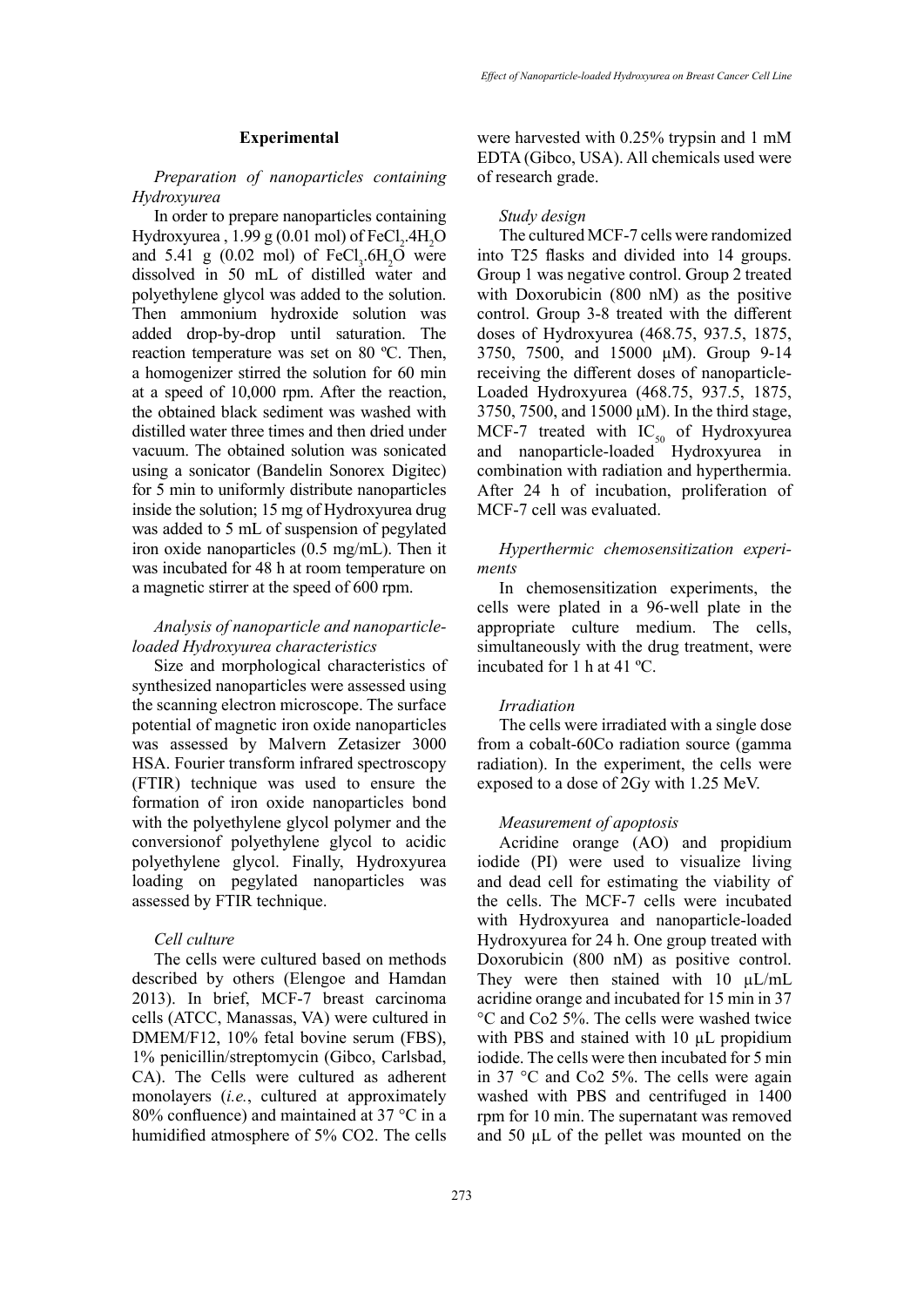## Experimental

*Preparation of nanoparticles containing Hydroxyurea*

In order to prepare nanoparticles containing Hydroxyurea , 1.99 g (0.01 mol) of $FeCl_2.4H_2O$ and 5.41 g (0.02 mol) of $FeCl_3.6H_2O$ were dissolved in 50 mL of distilled water and polyethylene glycol was added to the solution. Then ammonium hydroxide solution was added drop-by-drop until saturation. The reaction temperature was set on 80 ºC. Then, a homogenizer stirred the solution for 60 min at a speed of 10,000 rpm. After the reaction, the obtained black sediment was washed with distilled water three times and then dried under vacuum. The obtained solution was sonicated using a sonicator (Bandelin Sonorex Digitec) for 5 min to uniformly distribute nanoparticles inside the solution; 15 mg of Hydroxyurea drug was added to 5 mL of suspension of pegylated iron oxide nanoparticles (0.5 mg/mL). Then it was incubated for 48 h at room temperature on a magnetic stirrer at the speed of 600 rpm.

*Analysis of nanoparticle and nanoparticle-loaded Hydroxyurea characteristics*

Size and morphological characteristics of synthesized nanoparticles were assessed using the scanning electron microscope. The surface potential of magnetic iron oxide nanoparticles was assessed by Malvern Zetasizer 3000 HSA. Fourier transform infrared spectroscopy (FTIR) technique was used to ensure the formation of iron oxide nanoparticles bond with the polyethylene glycol polymer and the conversionof polyethylene glycol to acidic polyethylene glycol. Finally, Hydroxyurea loading on pegylated nanoparticles was assessed by FTIR technique.

*Cell culture*

The cells were cultured based on methods described by others (Elengoe and Hamdan 2013). In brief, MCF-7 breast carcinoma cells (ATCC, Manassas, VA) were cultured in DMEM/F12, 10% fetal bovine serum (FBS), 1% penicillin/streptomycin (Gibco, Carlsbad, CA). The Cells were cultured as adherent monolayers (*i.e.*, cultured at approximately 80% confluence) and maintained at 37 °C in a humidified atmosphere of 5% CO2. The cells were harvested with 0.25% trypsin and 1 mM EDTA (Gibco, USA). All chemicals used were of research grade.

*Study design*

The cultured MCF-7 cells were randomized into T25 flasks and divided into 14 groups. Group 1 was negative control. Group 2 treated with Doxorubicin (800 nM) as the positive control. Group 3-8 treated with the different doses of Hydroxyurea (468.75, 937.5, 1875, 3750, 7500, and 15000 μM). Group 9-14 receiving the different doses of nanoparticle-Loaded Hydroxyurea (468.75, 937.5, 1875, 3750, 7500, and 15000 μM). In the third stage, MCF-7 treated with $IC_{50}$ of Hydroxyurea and nanoparticle-loaded Hydroxyurea in combination with radiation and hyperthermia. After 24 h of incubation, proliferation of MCF-7 cell was evaluated.

*Hyperthermic chemosensitization experiments*

In chemosensitization experiments, the cells were plated in a 96-well plate in the appropriate culture medium. The cells, simultaneously with the drug treatment, were incubated for 1 h at 41 ºC.

*Irradiation*

The cells were irradiated with a single dose from a cobalt-60Co radiation source (gamma radiation). In the experiment, the cells were exposed to a dose of 2Gy with 1.25 MeV.

*Measurement of apoptosis*

Acridine orange (AO) and propidium iodide (PI) were used to visualize living and dead cell for estimating the viability of the cells. The MCF-7 cells were incubated with Hydroxyurea and nanoparticle-loaded Hydroxyurea for 24 h. One group treated with Doxorubicin (800 nM) as positive control. They were then stained with 10 μL/mL acridine orange and incubated for 15 min in 37 °C and Co2 5%. The cells were washed twice with PBS and stained with 10 μL propidium iodide. The cells were then incubated for 5 min in 37 °C and Co2 5%. The cells were again washed with PBS and centrifuged in 1400 rpm for 10 min. The supernatant was removed and 50 μL of the pellet was mounted on the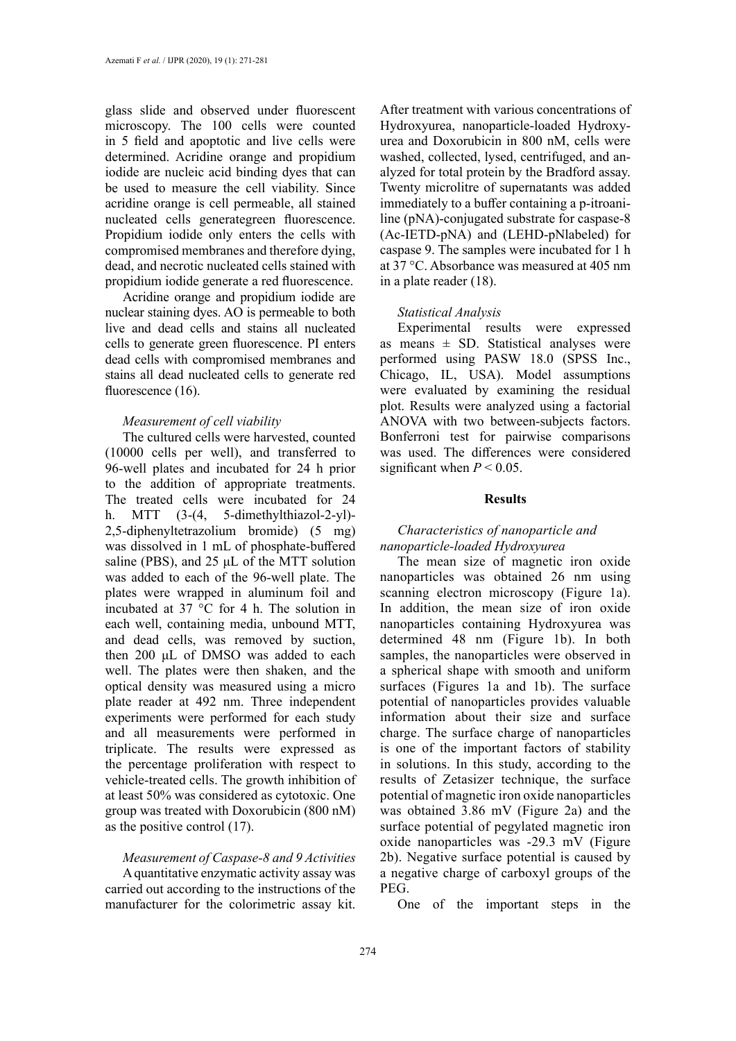glass slide and observed under fluorescent microscopy. The 100 cells were counted in 5 field and apoptotic and live cells were determined. Acridine orange and propidium iodide are nucleic acid binding dyes that can be used to measure the cell viability. Since acridine orange is cell permeable, all stained nucleated cells generategreen fluorescence. Propidium iodide only enters the cells with compromised membranes and therefore dying, dead, and necrotic nucleated cells stained with propidium iodide generate a red fluorescence.

Acridine orange and propidium iodide are nuclear staining dyes. AO is permeable to both live and dead cells and stains all nucleated cells to generate green fluorescence. PI enters dead cells with compromised membranes and stains all dead nucleated cells to generate red fluorescence (16).

*Measurement of cell viability*

The cultured cells were harvested, counted (10000 cells per well), and transferred to 96-well plates and incubated for 24 h prior to the addition of appropriate treatments. The treated cells were incubated for 24 h. MTT (3-(4, 5-dimethylthiazol-2-yl)-2,5-diphenyltetrazolium bromide) (5 mg) was dissolved in 1 mL of phosphate-buffered saline (PBS), and 25 µL of the MTT solution was added to each of the 96-well plate. The plates were wrapped in aluminum foil and incubated at 37 °C for 4 h. The solution in each well, containing media, unbound MTT, and dead cells, was removed by suction, then 200 µL of DMSO was added to each well. The plates were then shaken, and the optical density was measured using a micro plate reader at 492 nm. Three independent experiments were performed for each study and all measurements were performed in triplicate. The results were expressed as the percentage proliferation with respect to vehicle-treated cells. The growth inhibition of at least 50% was considered as cytotoxic. One group was treated with Doxorubicin (800 nM) as the positive control (17).

*Measurement of Caspase-8 and 9 Activities*

A quantitative enzymatic activity assay was carried out according to the instructions of the manufacturer for the colorimetric assay kit. After treatment with various concentrations of Hydroxyurea, nanoparticle-loaded Hydroxyurea and Doxorubicin in 800 nM, cells were washed, collected, lysed, centrifuged, and analyzed for total protein by the Bradford assay. Twenty microlitre of supernatants was added immediately to a buffer containing a p-itroaniline (pNA)-conjugated substrate for caspase-8 (Ac-IETD-pNA) and (LEHD-pNlabeled) for caspase 9. The samples were incubated for 1 h at 37 °C. Absorbance was measured at 405 nm in a plate reader (18).

*Statistical Analysis*

Experimental results were expressed as means ± SD. Statistical analyses were performed using PASW 18.0 (SPSS Inc., Chicago, IL, USA). Model assumptions were evaluated by examining the residual plot. Results were analyzed using a factorial ANOVA with two between-subjects factors. Bonferroni test for pairwise comparisons was used. The differences were considered significant when $P < 0.05$.

## Results

*Characteristics of nanoparticle and nanoparticle-loaded Hydroxyurea*

The mean size of magnetic iron oxide nanoparticles was obtained 26 nm using scanning electron microscopy (Figure 1a). In addition, the mean size of iron oxide nanoparticles containing Hydroxyurea was determined 48 nm (Figure 1b). In both samples, the nanoparticles were observed in a spherical shape with smooth and uniform surfaces (Figures 1a and 1b). The surface potential of nanoparticles provides valuable information about their size and surface charge. The surface charge of nanoparticles is one of the important factors of stability in solutions. In this study, according to the results of Zetasizer technique, the surface potential of magnetic iron oxide nanoparticles was obtained 3.86 mV (Figure 2a) and the surface potential of pegylated magnetic iron oxide nanoparticles was -29.3 mV (Figure 2b). Negative surface potential is caused by a negative charge of carboxyl groups of the PEG.

One of the important steps in the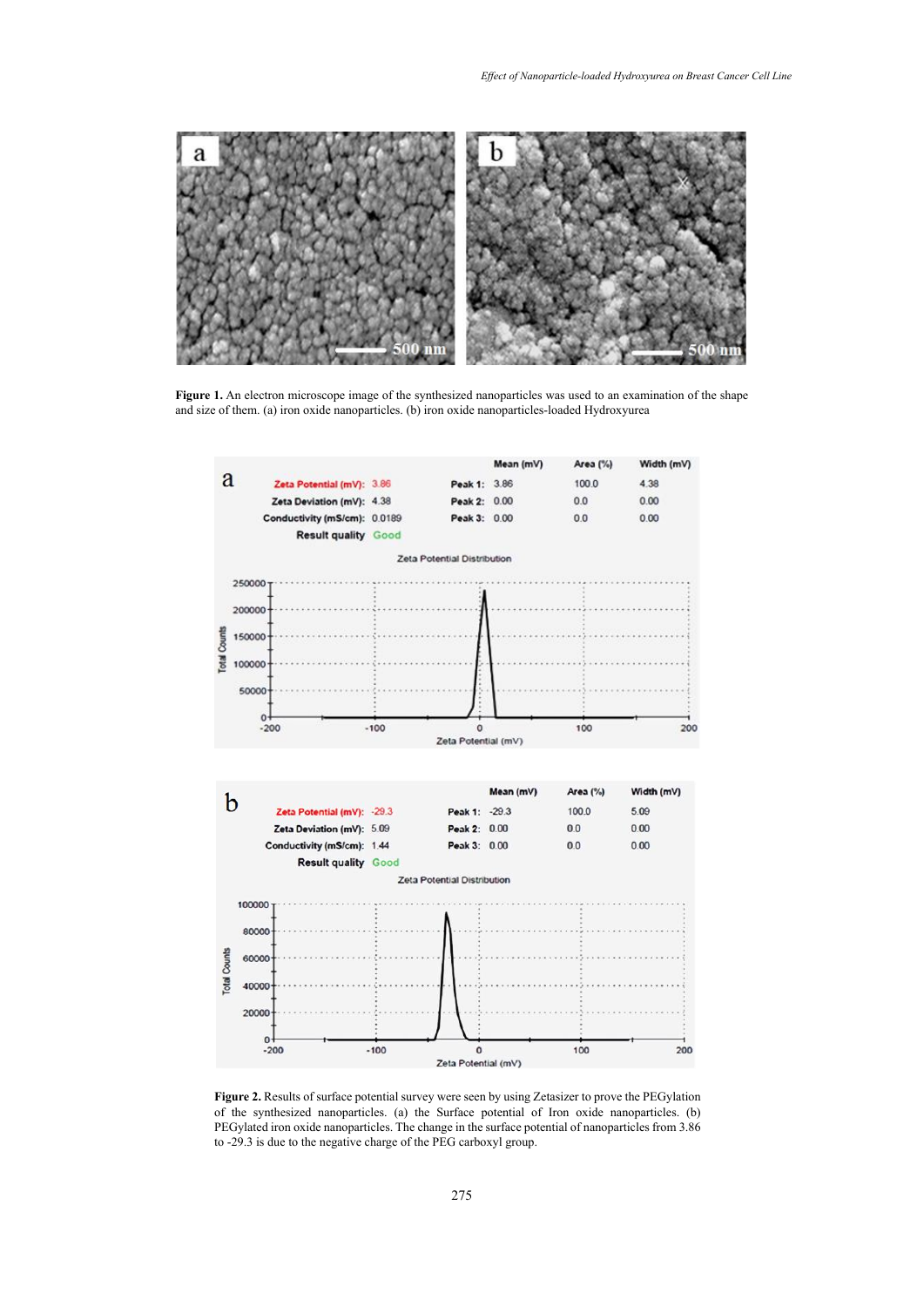**Figure 1.** An electron microscope image of the synthesized nanoparticles was used to an examination of the shape and size of them. (a) iron oxide nanoparticles. (b) iron oxide nanoparticles-loaded Hydroxyurea

**Figure 2.** Results of surface potential survey were seen by using Zetasizer to prove the PEGylation of the synthesized nanoparticles. (a) the Surface potential of Iron oxide nanoparticles. (b) PEGylated iron oxide nanoparticles. The change in the surface potential of nanoparticles from 3.86 to -29.3 is due to the negative charge of the PEG carboxyl group.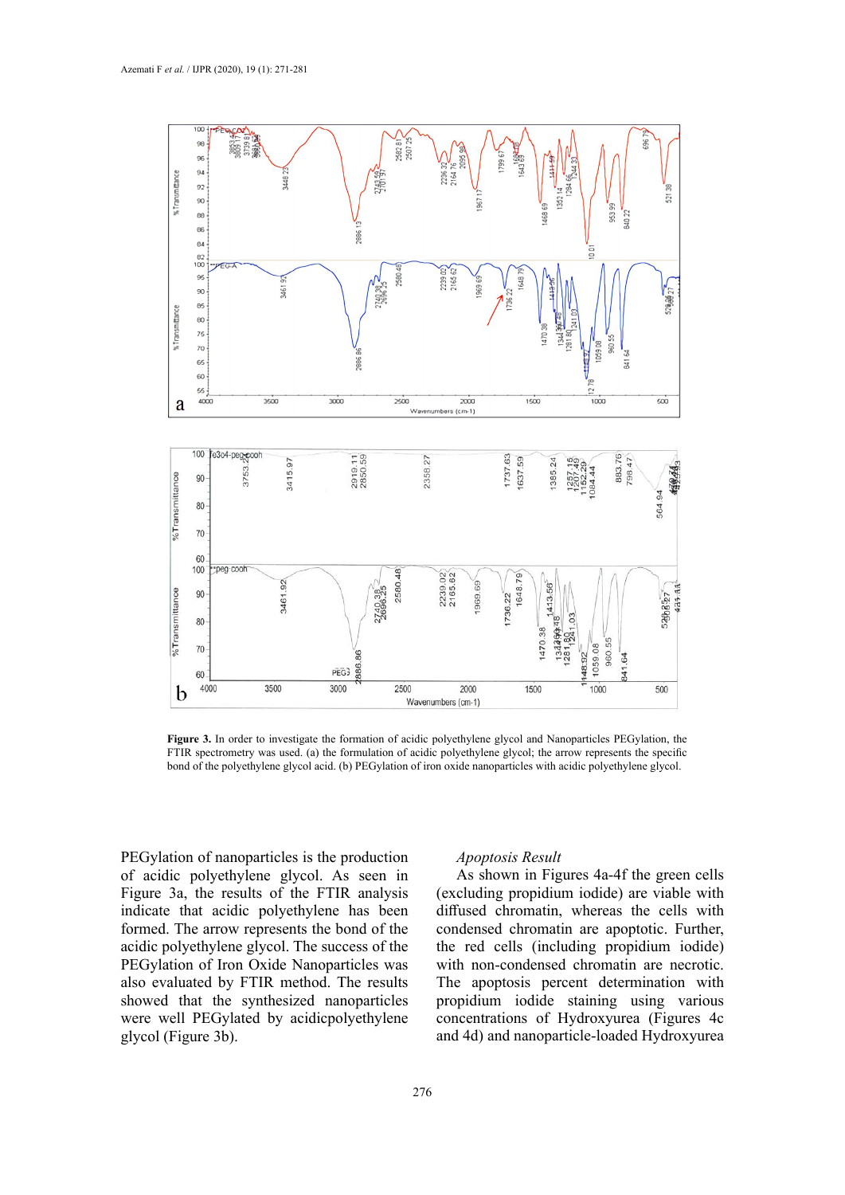**Figure 3.** In order to investigate the formation of acidic polyethylene glycol and Nanoparticles PEGylation, the FTIR spectrometry was used. (a) the formulation of acidic polyethylene glycol; the arrow represents the specific bond of the polyethylene glycol acid. (b) PEGylation of iron oxide nanoparticles with acidic polyethylene glycol.

PEGylation of nanoparticles is the production of acidic polyethylene glycol. As seen in Figure 3a, the results of the FTIR analysis indicate that acidic polyethylene has been formed. The arrow represents the bond of the acidic polyethylene glycol. The success of the PEGylation of Iron Oxide Nanoparticles was also evaluated by FTIR method. The results showed that the synthesized nanoparticles were well PEGylated by acidicpolyethylene glycol (Figure 3b).

*Apoptosis Result*

As shown in Figures 4a-4f the green cells (excluding propidium iodide) are viable with diffused chromatin, whereas the cells with condensed chromatin are apoptotic. Further, the red cells (including propidium iodide) with non-condensed chromatin are necrotic. The apoptosis percent determination with propidium iodide staining using various concentrations of Hydroxyurea (Figures 4c and 4d) and nanoparticle-loaded Hydroxyurea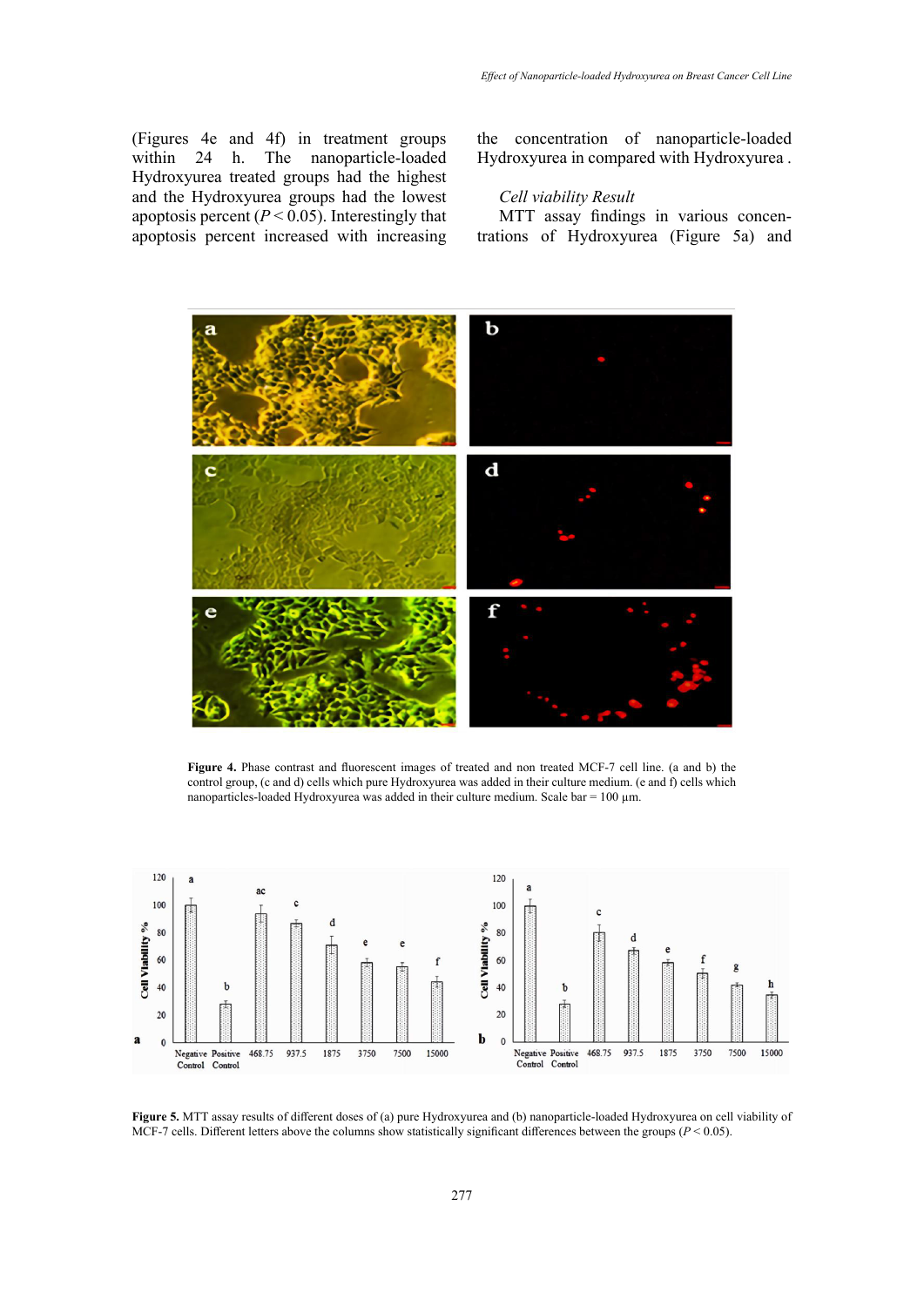(Figures 4e and 4f) in treatment groups within 24 h. The nanoparticle-loaded Hydroxyurea treated groups had the highest and the Hydroxyurea groups had the lowest apoptosis percent ($P < 0.05$). Interestingly that apoptosis percent increased with increasing the concentration of nanoparticle-loaded Hydroxyurea in compared with Hydroxyurea .

*Cell viability Result*

MTT assay findings in various concentrations of Hydroxyurea (Figure 5a) and

**Figure 4.** Phase contrast and fluorescent images of treated and non treated MCF-7 cell line. (a and b) the control group, (c and d) cells which pure Hydroxyurea was added in their culture medium. (e and f) cells which nanoparticles-loaded Hydroxyurea was added in their culture medium. Scale bar = 100 µm.

**Figure 5.** MTT assay results of different doses of (a) pure Hydroxyurea and (b) nanoparticle-loaded Hydroxyurea on cell viability of MCF-7 cells. Different letters above the columns show statistically significant differences between the groups ($P < 0.05$).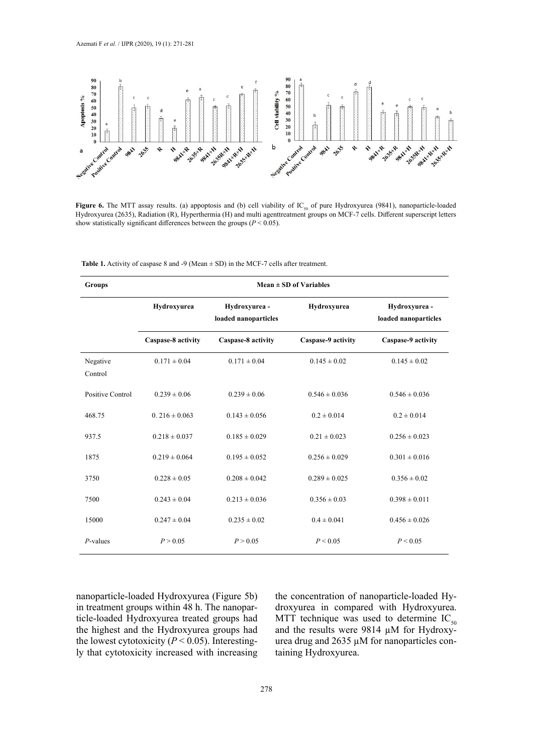**Figure 6.** The MTT assay results. (a) appoptosis and (b) cell viability of $IC_{50}$ of pure Hydroxyurea (9841), nanoparticle-loaded Hydroxyurea (2635), Radiation (R), Hyperthermia (H) and multi agenttreatment groups on MCF-7 cells. Different superscript letters show statistically significant differences between the groups ($P < 0.05$).

**Table 1.** Activity of caspase 8 and -9 (Mean ± SD) in the MCF-7 cells after treatment.

| Groups | Mean ± SD of Variables | | | |
|---|---|---|---|---|
| | Hydroxyurea | Hydroxyurea - loaded nanoparticles | Hydroxyurea | Hydroxyurea - loaded nanoparticles |
| | Caspase-8 activity | Caspase-8 activity | Caspase-9 activity | Caspase-9 activity |
| Negative Control | 0.171 ± 0.04 | 0.171 ± 0.04 | 0.145 ± 0.02 | 0.145 ± 0.02 |
| Positive Control | 0.239 ± 0.06 | 0.239 ± 0.06 | 0.546 ± 0.036 | 0.546 ± 0.036 |
| 468.75 | 0. 216 ± 0.063 | 0.143 ± 0.056 | 0.2 ± 0.014 | 0.2 ± 0.014 |
| 937.5 | 0.218 ± 0.037 | 0.185 ± 0.029 | 0.21 ± 0.023 | 0.256 ± 0.023 |
| 1875 | 0.219 ± 0.064 | 0.195 ± 0.052 | 0.256 ± 0.029 | 0.301 ± 0.016 |
| 3750 | 0.228 ± 0.05 | 0.208 ± 0.042 | 0.289 ± 0.025 | 0.356 ± 0.02 |
| 7500 | 0.243 ± 0.04 | 0.213 ± 0.036 | 0.356 ± 0.03 | 0.398 ± 0.011 |
| 15000 | 0.247 ± 0.04 | 0.235 ± 0.02 | 0.4 ± 0.041 | 0.456 ± 0.026 |
| *P*-values | $P > 0.05$ | $P > 0.05$ | $P < 0.05$ | $P < 0.05$ |

nanoparticle-loaded Hydroxyurea (Figure 5b) in treatment groups within 48 h. The nanoparticle-loaded Hydroxyurea treated groups had the highest and the Hydroxyurea groups had the lowest cytotoxicity ($P < 0.05$). Interestingly that cytotoxicity increased with increasing the concentration of nanoparticle-loaded Hydroxyurea in compared with Hydroxyurea. MTT technique was used to determine $IC_{50}$ and the results were 9814 µM for Hydroxyurea drug and 2635 µM for nanoparticles containing Hydroxyurea.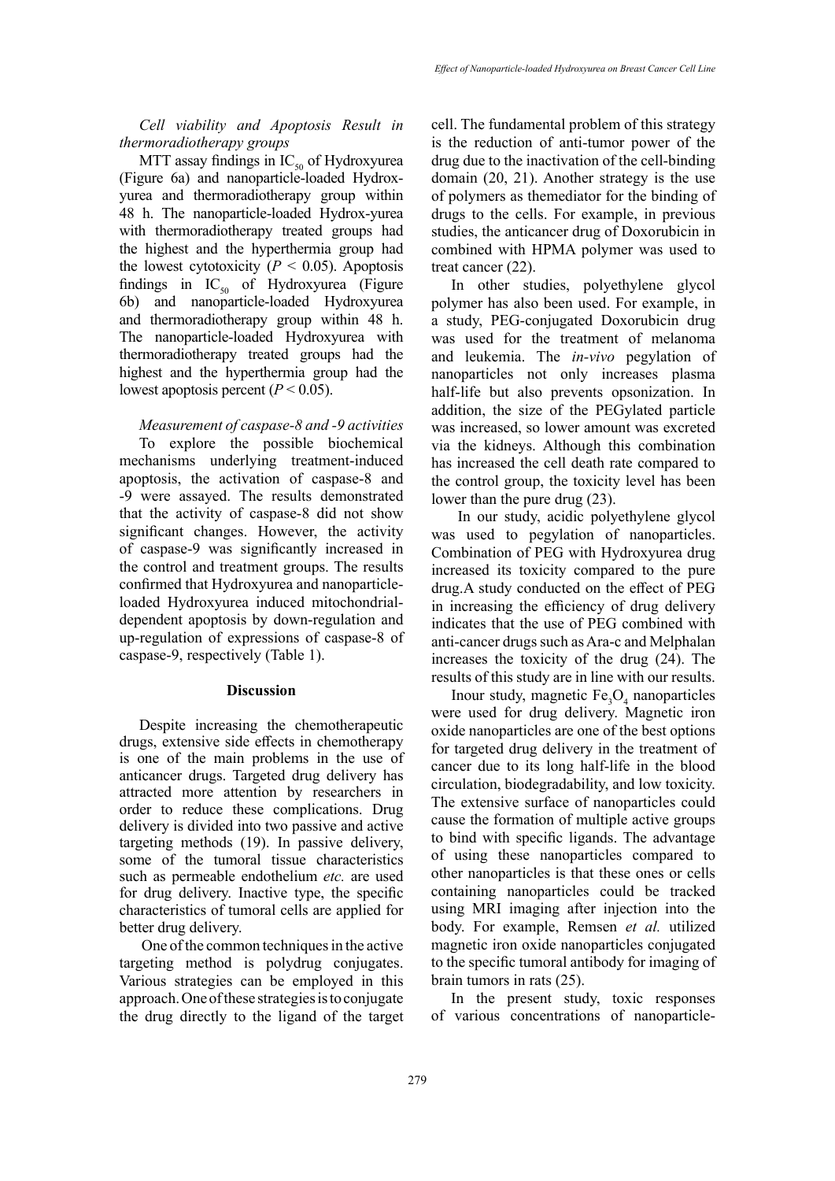*Cell viability and Apoptosis Result in thermoradiotherapy groups*

MTT assay findings in $IC_{50}$ of Hydroxyurea (Figure 6a) and nanoparticle-loaded Hydroxyurea and thermoradiotherapy group within 48 h. The nanoparticle-loaded Hydrox-yurea with thermoradiotherapy treated groups had the highest and the hyperthermia group had the lowest cytotoxicity ($P < 0.05$). Apoptosis findings in $IC_{50}$ of Hydroxyurea (Figure 6b) and nanoparticle-loaded Hydroxyurea and thermoradiotherapy group within 48 h. The nanoparticle-loaded Hydroxyurea with thermoradiotherapy treated groups had the highest and the hyperthermia group had the lowest apoptosis percent ($P < 0.05$).

*Measurement of caspase-8 and -9 activities*

To explore the possible biochemical mechanisms underlying treatment-induced apoptosis, the activation of caspase-8 and -9 were assayed. The results demonstrated that the activity of caspase-8 did not show significant changes. However, the activity of caspase-9 was significantly increased in the control and treatment groups. The results confirmed that Hydroxyurea and nanoparticle-loaded Hydroxyurea induced mitochondrial-dependent apoptosis by down-regulation and up-regulation of expressions of caspase-8 of caspase-9, respectively (Table 1).

## Discussion

Despite increasing the chemotherapeutic drugs, extensive side effects in chemotherapy is one of the main problems in the use of anticancer drugs. Targeted drug delivery has attracted more attention by researchers in order to reduce these complications. Drug delivery is divided into two passive and active targeting methods (19). In passive delivery, some of the tumoral tissue characteristics such as permeable endothelium *etc.* are used for drug delivery. Inactive type, the specific characteristics of tumoral cells are applied for better drug delivery.

One of the common techniques in the active targeting method is polydrug conjugates. Various strategies can be employed in this approach. One of these strategies is to conjugate the drug directly to the ligand of the target cell. The fundamental problem of this strategy is the reduction of anti-tumor power of the drug due to the inactivation of the cell-binding domain (20, 21). Another strategy is the use of polymers as themediator for the binding of drugs to the cells. For example, in previous studies, the anticancer drug of Doxorubicin in combined with HPMA polymer was used to treat cancer (22).

In other studies, polyethylene glycol polymer has also been used. For example, in a study, PEG-conjugated Doxorubicin drug was used for the treatment of melanoma and leukemia. The *in-vivo* pegylation of nanoparticles not only increases plasma half-life but also prevents opsonization. In addition, the size of the PEGylated particle was increased, so lower amount was excreted via the kidneys. Although this combination has increased the cell death rate compared to the control group, the toxicity level has been lower than the pure drug (23).

In our study, acidic polyethylene glycol was used to pegylation of nanoparticles. Combination of PEG with Hydroxyurea drug increased its toxicity compared to the pure drug.A study conducted on the effect of PEG in increasing the efficiency of drug delivery indicates that the use of PEG combined with anti-cancer drugs such as Ara-c and Melphalan increases the toxicity of the drug (24). The results of this study are in line with our results.

Inour study, magnetic $Fe_3O_4$ nanoparticles were used for drug delivery. Magnetic iron oxide nanoparticles are one of the best options for targeted drug delivery in the treatment of cancer due to its long half-life in the blood circulation, biodegradability, and low toxicity. The extensive surface of nanoparticles could cause the formation of multiple active groups to bind with specific ligands. The advantage of using these nanoparticles compared to other nanoparticles is that these ones or cells containing nanoparticles could be tracked using MRI imaging after injection into the body. For example, Remsen *et al.* utilized magnetic iron oxide nanoparticles conjugated to the specific tumoral antibody for imaging of brain tumors in rats (25).

In the present study, toxic responses of various concentrations of nanoparticle-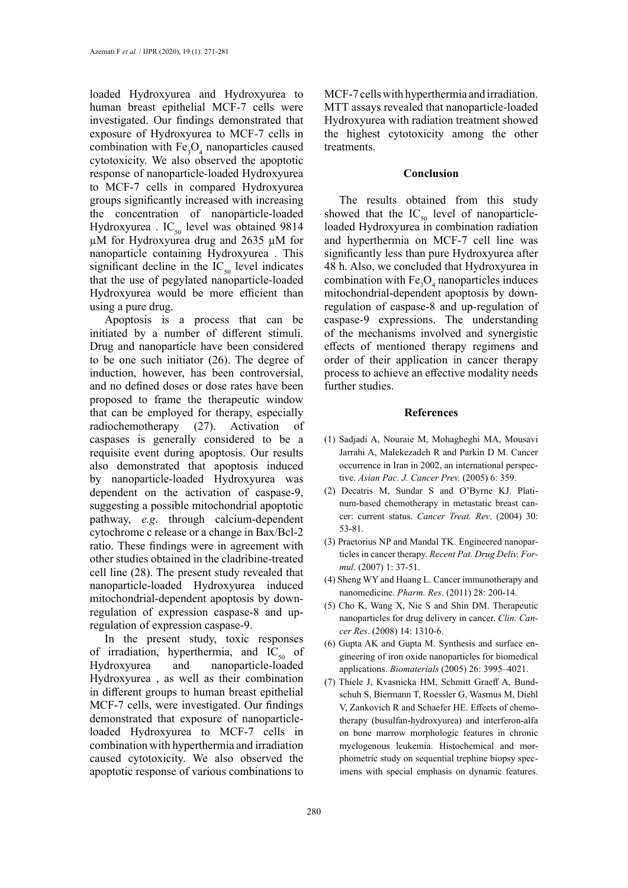loaded Hydroxyurea and Hydroxyurea to human breast epithelial MCF-7 cells were investigated. Our findings demonstrated that exposure of Hydroxyurea to MCF-7 cells in combination with $Fe_3O_4$ nanoparticles caused cytotoxicity. We also observed the apoptotic response of nanoparticle-loaded Hydroxyurea to MCF-7 cells in compared Hydroxyurea groups significantly increased with increasing the concentration of nanoparticle-loaded Hydroxyurea . $IC_{50}$ level was obtained 9814 µM for Hydroxyurea drug and 2635 µM for nanoparticle containing Hydroxyurea . This significant decline in the $IC_{50}$ level indicates that the use of pegylated nanoparticle-loaded Hydroxyurea would be more efficient than using a pure drug.

Apoptosis is a process that can be initiated by a number of different stimuli. Drug and nanoparticle have been considered to be one such initiator (26). The degree of induction, however, has been controversial, and no defined doses or dose rates have been proposed to frame the therapeutic window that can be employed for therapy, especially radiochemotherapy (27). Activation of caspases is generally considered to be a requisite event during apoptosis. Our results also demonstrated that apoptosis induced by nanoparticle-loaded Hydroxyurea was dependent on the activation of caspase-9, suggesting a possible mitochondrial apoptotic pathway, *e.g.* through calcium-dependent cytochrome c release or a change in Bax/Bcl-2 ratio. These findings were in agreement with other studies obtained in the cladribine-treated cell line (28). The present study revealed that nanoparticle-loaded Hydroxyurea induced mitochondrial-dependent apoptosis by down-regulation of expression caspase-8 and up-regulation of expression caspase-9.

In the present study, toxic responses of irradiation, hyperthermia, and $IC_{50}$ of Hydroxyurea and nanoparticle-loaded Hydroxyurea , as well as their combination in different groups to human breast epithelial MCF-7 cells, were investigated. Our findings demonstrated that exposure of nanoparticle-loaded Hydroxyurea to MCF-7 cells in combination with hyperthermia and irradiation caused cytotoxicity. We also observed the apoptotic response of various combinations to MCF-7 cells with hyperthermia and irradiation. MTT assays revealed that nanoparticle-loaded Hydroxyurea with radiation treatment showed the highest cytotoxicity among the other treatments.

## Conclusion

The results obtained from this study showed that the $IC_{50}$ level of nanoparticle-loaded Hydroxyurea in combination radiation and hyperthermia on MCF-7 cell line was significantly less than pure Hydroxyurea after 48 h. Also, we concluded that Hydroxyurea in combination with $Fe_3O_4$ nanoparticles induces mitochondrial-dependent apoptosis by down-regulation of caspase-8 and up-regulation of caspase-9 expressions. The understanding of the mechanisms involved and synergistic effects of mentioned therapy regimens and order of their application in cancer therapy process to achieve an effective modality needs further studies.

## References

(1) Sadjadi A, Nouraie M, Mohagheghi MA, Mousavi Jarrahi A, Malekezadeh R and Parkin D M. Cancer occurrence in Iran in 2002, an international perspective. *Asian Pac. J. Cancer Prev.* (2005) 6: 359.

(2) Decatris M, Sundar S and O'Byrne KJ. Platinum-based chemotherapy in metastatic breast cancer: current status. *Cancer Treat. Rev*. (2004) 30: 53-81.

(3) Praetorius NP and Mandal TK. Engineered nanoparticles in cancer therapy. *Recent Pat. Drug Deliv. Formul*. (2007) 1: 37-51.

(4) Sheng WY and Huang L. Cancer immunotherapy and nanomedicine. *Pharm. Res*. (2011) 28: 200-14.

(5) Cho K, Wang X, Nie S and Shin DM. Therapeutic nanoparticles for drug delivery in cancer. *Clin. Cancer Res*. (2008) 14: 1310-6.

(6) Gupta AK and Gupta M. Synthesis and surface engineering of iron oxide nanoparticles for biomedical applications. *Biomaterials* (2005) 26: 3995–4021.

(7) Thiele J, Kvasnicka HM, Schmitt Graeff A, Bundschuh S, Biermann T, Roessler G, Wasmus M, Diehl V, Zankovich R and Schaefer HE. Effects of chemotherapy (busulfan-hydroxyurea) and interferon-alfa on bone marrow morphologic features in chronic myelogenous leukemia. Histochemical and morphometric study on sequential trephine biopsy specimens with special emphasis on dynamic features.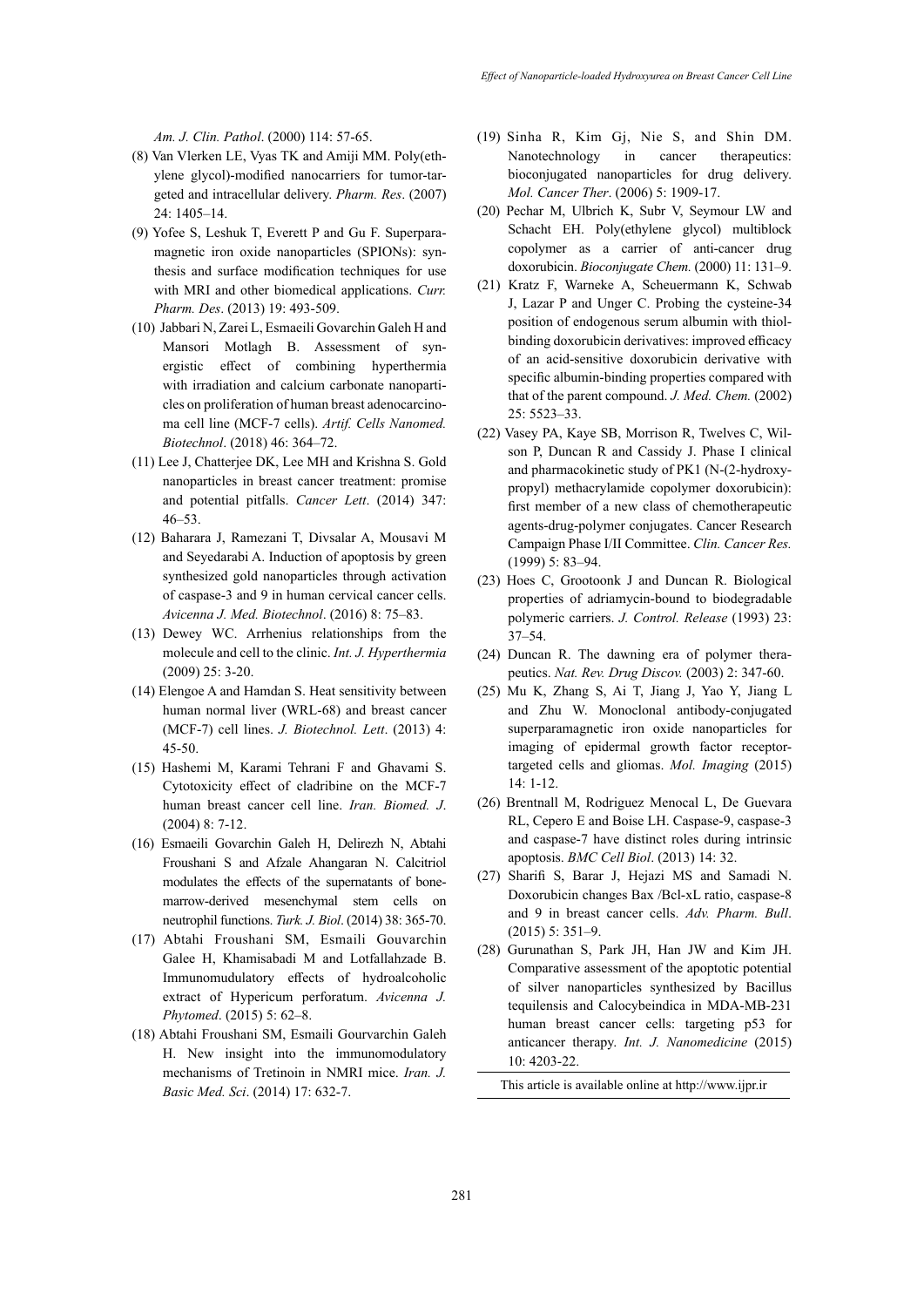*Am. J. Clin. Pathol*. (2000) 114: 57-65.

(8) Van Vlerken LE, Vyas TK and Amiji MM. Poly(ethylene glycol)-modified nanocarriers for tumor-targeted and intracellular delivery. *Pharm. Res*. (2007) 24: 1405–14.

(9) Yofee S, Leshuk T, Everett P and Gu F. Superparamagnetic iron oxide nanoparticles (SPIONs): synthesis and surface modification techniques for use with MRI and other biomedical applications. *Curr. Pharm. Des*. (2013) 19: 493-509.

(10) Jabbari N, Zarei L, Esmaeili Govarchin Galeh H and Mansori Motlagh B. Assessment of synergistic effect of combining hyperthermia with irradiation and calcium carbonate nanoparticles on proliferation of human breast adenocarcinoma cell line (MCF-7 cells). *Artif. Cells Nanomed. Biotechnol*. (2018) 46: 364–72.

(11) Lee J, Chatterjee DK, Lee MH and Krishna S. Gold nanoparticles in breast cancer treatment: promise and potential pitfalls. *Cancer Lett*. (2014) 347: 46–53.

(12) Baharara J, Ramezani T, Divsalar A, Mousavi M and Seyedarabi A. Induction of apoptosis by green synthesized gold nanoparticles through activation of caspase-3 and 9 in human cervical cancer cells. *Avicenna J. Med. Biotechnol*. (2016) 8: 75–83.

(13) Dewey WC. Arrhenius relationships from the molecule and cell to the clinic. *Int. J. Hyperthermia* (2009) 25: 3-20.

(14) Elengoe A and Hamdan S. Heat sensitivity between human normal liver (WRL-68) and breast cancer (MCF-7) cell lines. *J. Biotechnol. Lett*. (2013) 4: 45-50.

(15) Hashemi M, Karami Tehrani F and Ghavami S. Cytotoxicity effect of cladribine on the MCF-7 human breast cancer cell line. *Iran. Biomed. J*. (2004) 8: 7-12.

(16) Esmaeili Govarchin Galeh H, Delirezh N, Abtahi Froushani S and Afzale Ahangaran N. Calcitriol modulates the effects of the supernatants of bone-marrow-derived mesenchymal stem cells on neutrophil functions. *Turk. J. Biol*. (2014) 38: 365-70.

(17) Abtahi Froushani SM, Esmaili Gouvarchin Galee H, Khamisabadi M and Lotfallahzade B. Immunomudulatory effects of hydroalcoholic extract of Hypericum perforatum. *Avicenna J. Phytomed*. (2015) 5: 62–8.

(18) Abtahi Froushani SM, Esmaili Gourvarchin Galeh H. New insight into the immunomodulatory mechanisms of Tretinoin in NMRI mice. *Iran. J. Basic Med. Sci*. (2014) 17: 632-7.

(19) Sinha R, Kim Gj, Nie S, and Shin DM. Nanotechnology in cancer therapeutics: bioconjugated nanoparticles for drug delivery. *Mol. Cancer Ther*. (2006) 5: 1909-17.

(20) Pechar M, Ulbrich K, Subr V, Seymour LW and Schacht EH. Poly(ethylene glycol) multiblock copolymer as a carrier of anti-cancer drug doxorubicin. *Bioconjugate Chem.* (2000) 11: 131–9.

(21) Kratz F, Warneke A, Scheuermann K, Schwab J, Lazar P and Unger C. Probing the cysteine-34 position of endogenous serum albumin with thiol-binding doxorubicin derivatives: improved efficacy of an acid-sensitive doxorubicin derivative with specific albumin-binding properties compared with that of the parent compound. *J. Med. Chem.* (2002) 25: 5523–33.

(22) Vasey PA, Kaye SB, Morrison R, Twelves C, Wilson P, Duncan R and Cassidy J. Phase I clinical and pharmacokinetic study of PK1 (N-(2-hydroxypropyl) methacrylamide copolymer doxorubicin): first member of a new class of chemotherapeutic agents-drug-polymer conjugates. Cancer Research Campaign Phase I/II Committee. *Clin. Cancer Res.* (1999) 5: 83–94.

(23) Hoes C, Grootoonk J and Duncan R. Biological properties of adriamycin-bound to biodegradable polymeric carriers. *J. Control. Release* (1993) 23: 37–54.

(24) Duncan R. The dawning era of polymer therapeutics. *Nat. Rev. Drug Discov.* (2003) 2: 347-60.

(25) Mu K, Zhang S, Ai T, Jiang J, Yao Y, Jiang L and Zhu W. Monoclonal antibody-conjugated superparamagnetic iron oxide nanoparticles for imaging of epidermal growth factor receptor-targeted cells and gliomas. *Mol. Imaging* (2015) 14: 1-12.

(26) Brentnall M, Rodriguez Menocal L, De Guevara RL, Cepero E and Boise LH. Caspase-9, caspase-3 and caspase-7 have distinct roles during intrinsic apoptosis. *BMC Cell Biol*. (2013) 14: 32.

(27) Sharifi S, Barar J, Hejazi MS and Samadi N. Doxorubicin changes Bax /Bcl-xL ratio, caspase-8 and 9 in breast cancer cells. *Adv. Pharm. Bull*. (2015) 5: 351–9.

(28) Gurunathan S, Park JH, Han JW and Kim JH. Comparative assessment of the apoptotic potential of silver nanoparticles synthesized by Bacillus tequilensis and Calocybeindica in MDA-MB-231 human breast cancer cells: targeting p53 for anticancer therapy. *Int. J. Nanomedicine* (2015) 10: 4203-22.

This article is available online at http://www.ijpr.ir